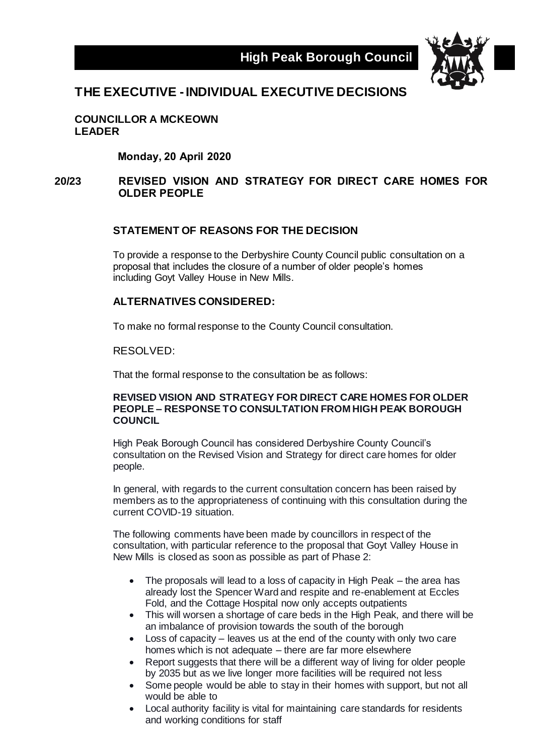**High Peak Borough Council**

# THE EXECUTIVE - INDIVIDUAL EXECUTIVE DECISIONS

**COUNCILLOR A MCKEOWN**
**LEADER**

**Monday, 20 April 2020**

## 20/23 REVISED VISION AND STRATEGY FOR DIRECT CARE HOMES FOR OLDER PEOPLE

### STATEMENT OF REASONS FOR THE DECISION

To provide a response to the Derbyshire County Council public consultation on a proposal that includes the closure of a number of older people's homes including Goyt Valley House in New Mills.

### ALTERNATIVES CONSIDERED:

To make no formal response to the County Council consultation.

RESOLVED:

That the formal response to the consultation be as follows:

**REVISED VISION AND STRATEGY FOR DIRECT CARE HOMES FOR OLDER PEOPLE – RESPONSE TO CONSULTATION FROM HIGH PEAK BOROUGH COUNCIL**

High Peak Borough Council has considered Derbyshire County Council's consultation on the Revised Vision and Strategy for direct care homes for older people.

In general, with regards to the current consultation concern has been raised by members as to the appropriateness of continuing with this consultation during the current COVID-19 situation.

The following comments have been made by councillors in respect of the consultation, with particular reference to the proposal that Goyt Valley House in New Mills is closed as soon as possible as part of Phase 2:

- The proposals will lead to a loss of capacity in High Peak – the area has already lost the Spencer Ward and respite and re-enablement at Eccles Fold, and the Cottage Hospital now only accepts outpatients
- This will worsen a shortage of care beds in the High Peak, and there will be an imbalance of provision towards the south of the borough
- Loss of capacity – leaves us at the end of the county with only two care homes which is not adequate – there are far more elsewhere
- Report suggests that there will be a different way of living for older people by 2035 but as we live longer more facilities will be required not less
- Some people would be able to stay in their homes with support, but not all would be able to
- Local authority facility is vital for maintaining care standards for residents and working conditions for staff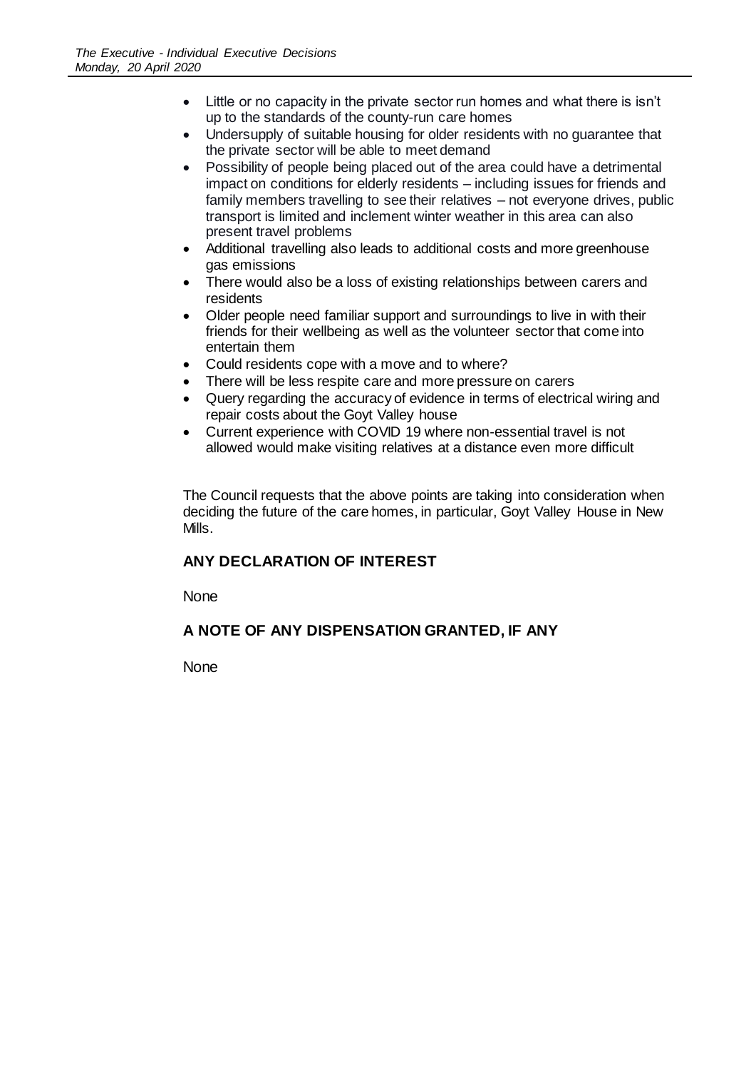- Little or no capacity in the private sector run homes and what there is isn't up to the standards of the county-run care homes
- Undersupply of suitable housing for older residents with no guarantee that the private sector will be able to meet demand
- Possibility of people being placed out of the area could have a detrimental impact on conditions for elderly residents – including issues for friends and family members travelling to see their relatives – not everyone drives, public transport is limited and inclement winter weather in this area can also present travel problems
- Additional travelling also leads to additional costs and more greenhouse gas emissions
- There would also be a loss of existing relationships between carers and residents
- Older people need familiar support and surroundings to live in with their friends for their wellbeing as well as the volunteer sector that come into entertain them
- Could residents cope with a move and to where?
- There will be less respite care and more pressure on carers
- Query regarding the accuracy of evidence in terms of electrical wiring and repair costs about the Goyt Valley house
- Current experience with COVID 19 where non-essential travel is not allowed would make visiting relatives at a distance even more difficult

The Council requests that the above points are taking into consideration when deciding the future of the care homes, in particular, Goyt Valley House in New Mills.

## ANY DECLARATION OF INTEREST

None

## A NOTE OF ANY DISPENSATION GRANTED, IF ANY

None